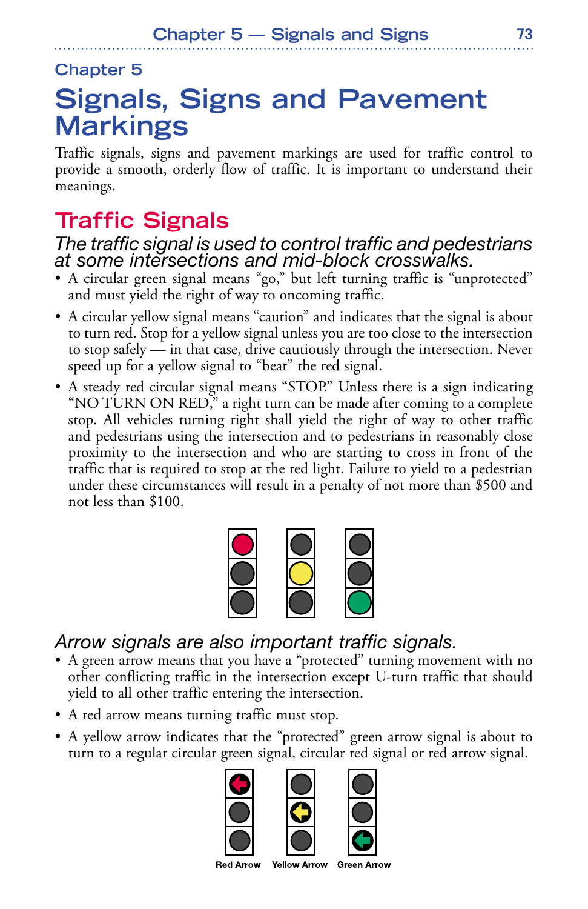Chapter 5

# Signals, Signs and Pavement Markings

Traffic signals, signs and pavement markings are used for traffic control to provide a smooth, orderly flow of traffic. It is important to understand their meanings.

## Traffic Signals

### *The traffic signal is used to control traffic and pedestrians at some intersections and mid-block crosswalks.*

- A circular green signal means "go," but left turning traffic is "unprotected" and must yield the right of way to oncoming traffic.
- A circular yellow signal means "caution" and indicates that the signal is about to turn red. Stop for a yellow signal unless you are too close to the intersection to stop safely — in that case, drive cautiously through the intersection. Never speed up for a yellow signal to "beat" the red signal.
- A steady red circular signal means "STOP." Unless there is a sign indicating "NO TURN ON RED," a right turn can be made after coming to a complete stop. All vehicles turning right shall yield the right of way to other traffic and pedestrians using the intersection and to pedestrians in reasonably close proximity to the intersection and who are starting to cross in front of the traffic that is required to stop at the red light. Failure to yield to a pedestrian under these circumstances will result in a penalty of not more than $500 and not less than $100.

### *Arrow signals are also important traffic signals.*

- A green arrow means that you have a "protected" turning movement with no other conflicting traffic in the intersection except U-turn traffic that should yield to all other traffic entering the intersection.
- A red arrow means turning traffic must stop.
- A yellow arrow indicates that the "protected" green arrow signal is about to turn to a regular circular green signal, circular red signal or red arrow signal.

Red Arrow Yellow Arrow Green Arrow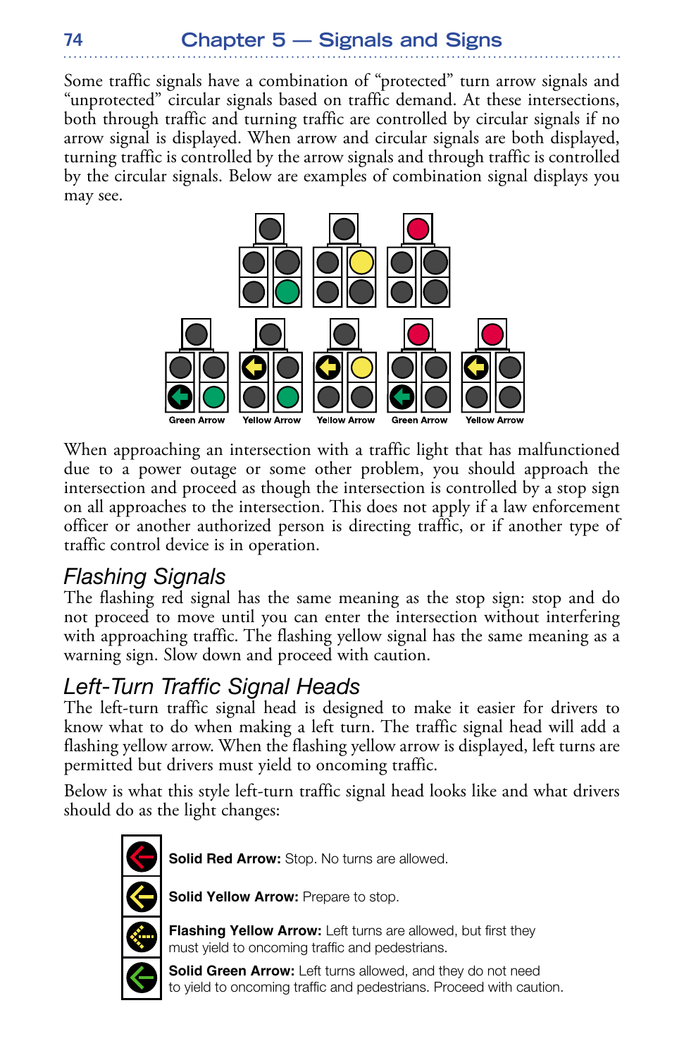Some traffic signals have a combination of "protected" turn arrow signals and "unprotected" circular signals based on traffic demand. At these intersections, both through traffic and turning traffic are controlled by circular signals if no arrow signal is displayed. When arrow and circular signals are both displayed, turning traffic is controlled by the arrow signals and through traffic is controlled by the circular signals. Below are examples of combination signal displays you may see.

Green Arrow | Yellow Arrow | Yellow Arrow | Green Arrow | Yellow Arrow

When approaching an intersection with a traffic light that has malfunctioned due to a power outage or some other problem, you should approach the intersection and proceed as though the intersection is controlled by a stop sign on all approaches to the intersection. This does not apply if a law enforcement officer or another authorized person is directing traffic, or if another type of traffic control device is in operation.

## *Flashing Signals*

The flashing red signal has the same meaning as the stop sign: stop and do not proceed to move until you can enter the intersection without interfering with approaching traffic. The flashing yellow signal has the same meaning as a warning sign. Slow down and proceed with caution.

## *Left-Turn Traffic Signal Heads*

The left-turn traffic signal head is designed to make it easier for drivers to know what to do when making a left turn. The traffic signal head will add a flashing yellow arrow. When the flashing yellow arrow is displayed, left turns are permitted but drivers must yield to oncoming traffic.

Below is what this style left-turn traffic signal head looks like and what drivers should do as the light changes:

**Solid Red Arrow:** Stop. No turns are allowed.

**Solid Yellow Arrow:** Prepare to stop.

**Flashing Yellow Arrow:** Left turns are allowed, but first they must yield to oncoming traffic and pedestrians.

**Solid Green Arrow:** Left turns allowed, and they do not need to yield to oncoming traffic and pedestrians. Proceed with caution.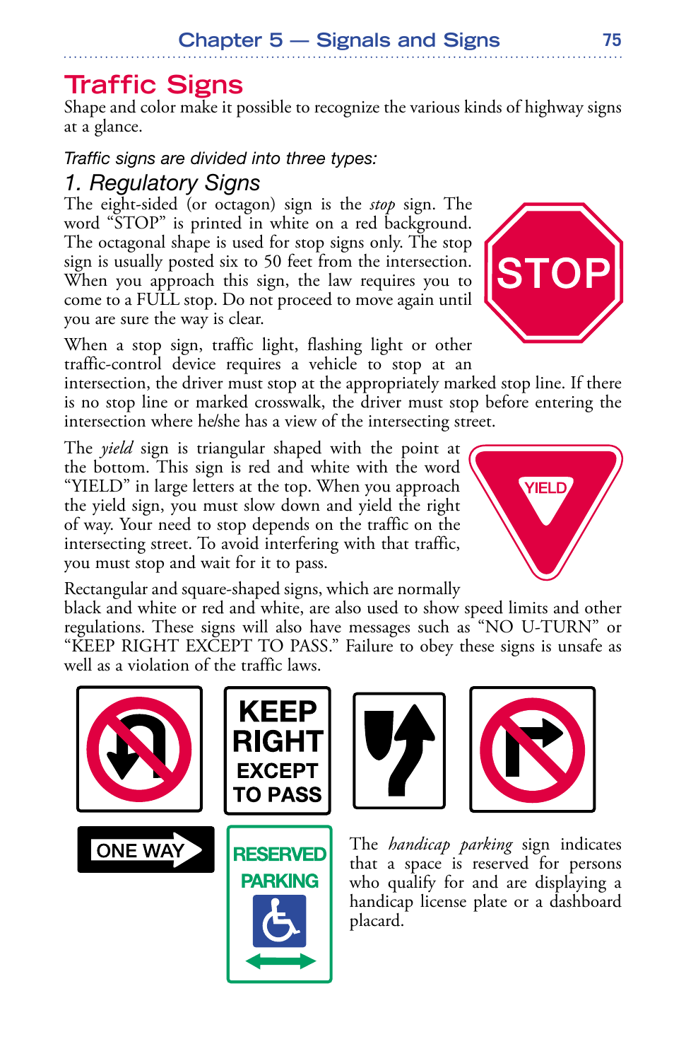# Traffic Signs

Shape and color make it possible to recognize the various kinds of highway signs at a glance.

*Traffic signs are divided into three types:*

## 1. Regulatory Signs

The eight-sided (or octagon) sign is the *stop* sign. The word "STOP" is printed in white on a red background. The octagonal shape is used for stop signs only. The stop sign is usually posted six to 50 feet from the intersection. When you approach this sign, the law requires you to come to a FULL stop. Do not proceed to move again until you are sure the way is clear.

When a stop sign, traffic light, flashing light or other traffic-control device requires a vehicle to stop at an intersection, the driver must stop at the appropriately marked stop line. If there is no stop line or marked crosswalk, the driver must stop before entering the intersection where he/she has a view of the intersecting street.

The *yield* sign is triangular shaped with the point at the bottom. This sign is red and white with the word "YIELD" in large letters at the top. When you approach the yield sign, you must slow down and yield the right of way. Your need to stop depends on the traffic on the intersecting street. To avoid interfering with that traffic, you must stop and wait for it to pass.

Rectangular and square-shaped signs, which are normally black and white or red and white, are also used to show speed limits and other regulations. These signs will also have messages such as "NO U-TURN" or "KEEP RIGHT EXCEPT TO PASS." Failure to obey these signs is unsafe as well as a violation of the traffic laws.

The *handicap parking* sign indicates that a space is reserved for persons who qualify for and are displaying a handicap license plate or a dashboard placard.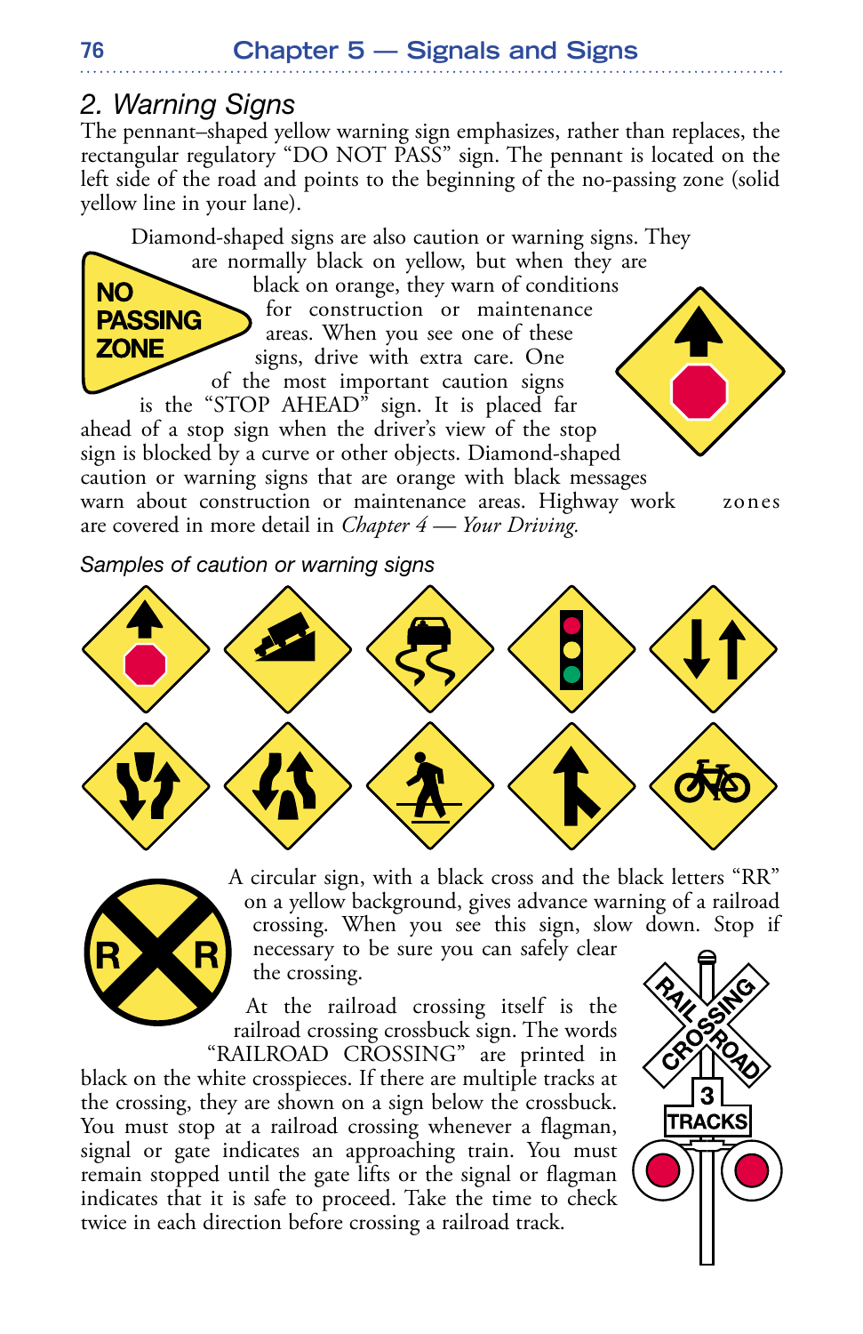## 2. Warning Signs

The pennant–shaped yellow warning sign emphasizes, rather than replaces, the rectangular regulatory "DO NOT PASS" sign. The pennant is located on the left side of the road and points to the beginning of the no-passing zone (solid yellow line in your lane).

Diamond-shaped signs are also caution or warning signs. They are normally black on yellow, but when they are black on orange, they warn of conditions for construction or maintenance areas. When you see one of these signs, drive with extra care. One of the most important caution signs is the "STOP AHEAD" sign. It is placed far ahead of a stop sign when the driver's view of the stop sign is blocked by a curve or other objects. Diamond-shaped caution or warning signs that are orange with black messages warn about construction or maintenance areas. Highway work zones are covered in more detail in *Chapter 4 — Your Driving.*

*Samples of caution or warning signs*

A circular sign, with a black cross and the black letters "RR" on a yellow background, gives advance warning of a railroad crossing. When you see this sign, slow down. Stop if necessary to be sure you can safely clear the crossing.

At the railroad crossing itself is the railroad crossing crossbuck sign. The words "RAILROAD CROSSING" are printed in black on the white crosspieces. If there are multiple tracks at the crossing, they are shown on a sign below the crossbuck. You must stop at a railroad crossing whenever a flagman, signal or gate indicates an approaching train. You must remain stopped until the gate lifts or the signal or flagman indicates that it is safe to proceed. Take the time to check twice in each direction before crossing a railroad track.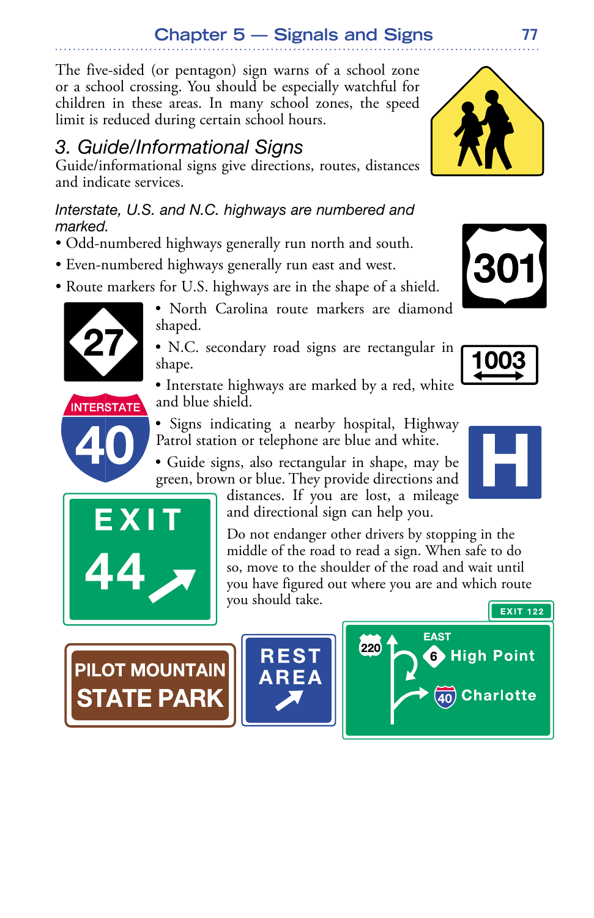The five-sided (or pentagon) sign warns of a school zone or a school crossing. You should be especially watchful for children in these areas. In many school zones, the speed limit is reduced during certain school hours.

## 3. Guide/Informational Signs

Guide/informational signs give directions, routes, distances and indicate services.

*Interstate, U.S. and N.C. highways are numbered and marked.*

- Odd-numbered highways generally run north and south.
- Even-numbered highways generally run east and west.
- Route markers for U.S. highways are in the shape of a shield.
- North Carolina route markers are diamond shaped.
- N.C. secondary road signs are rectangular in shape.
- Interstate highways are marked by a red, white and blue shield.
- Signs indicating a nearby hospital, Highway Patrol station or telephone are blue and white.
- Guide signs, also rectangular in shape, may be green, brown or blue. They provide directions and distances. If you are lost, a mileage and directional sign can help you.

Do not endanger other drivers by stopping in the middle of the road to read a sign. When safe to do so, move to the shoulder of the road and wait until you have figured out where you are and which route you should take.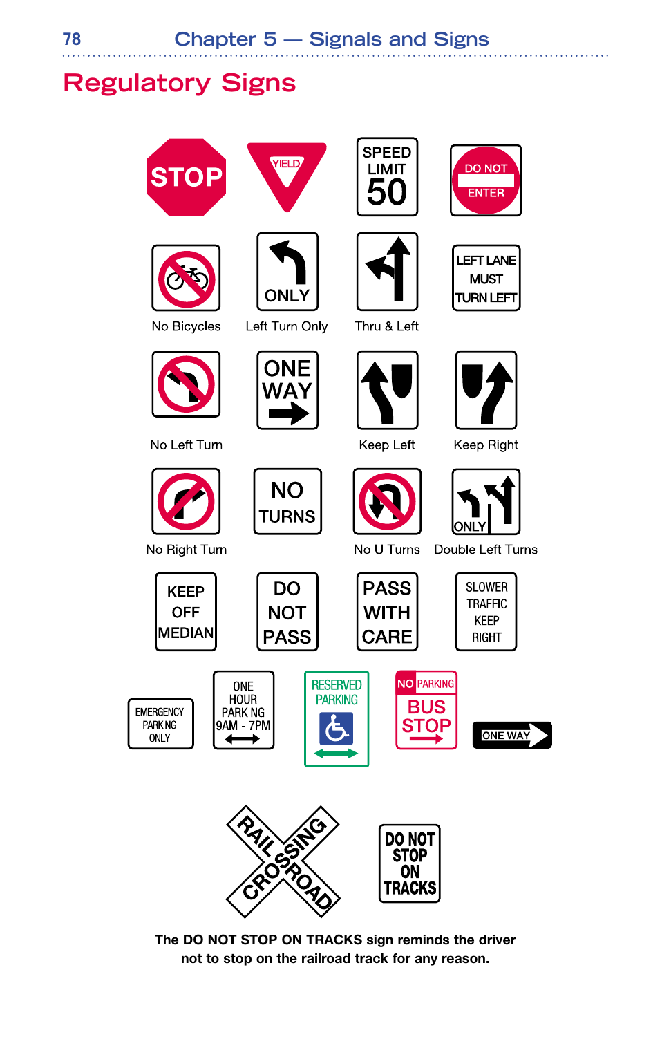# Regulatory Signs

STOP

YIELD

SPEED LIMIT 50

DO NOT ENTER

No Bicycles

ONLY

Left Turn Only

Thru & Left

LEFT LANE MUST TURN LEFT

No Left Turn

ONE WAY

Keep Left

Keep Right

No Right Turn

NO TURNS

No U Turns

ONLY

Double Left Turns

KEEP OFF MEDIAN

DO NOT PASS

PASS WITH CARE

SLOWER TRAFFIC KEEP RIGHT

EMERGENCY PARKING ONLY

ONE HOUR PARKING 9AM - 7PM

RESERVED PARKING

NO PARKING BUS STOP

ONE WAY

RAILROAD CROSSING

DO NOT STOP ON TRACKS

**The DO NOT STOP ON TRACKS sign reminds the driver not to stop on the railroad track for any reason.**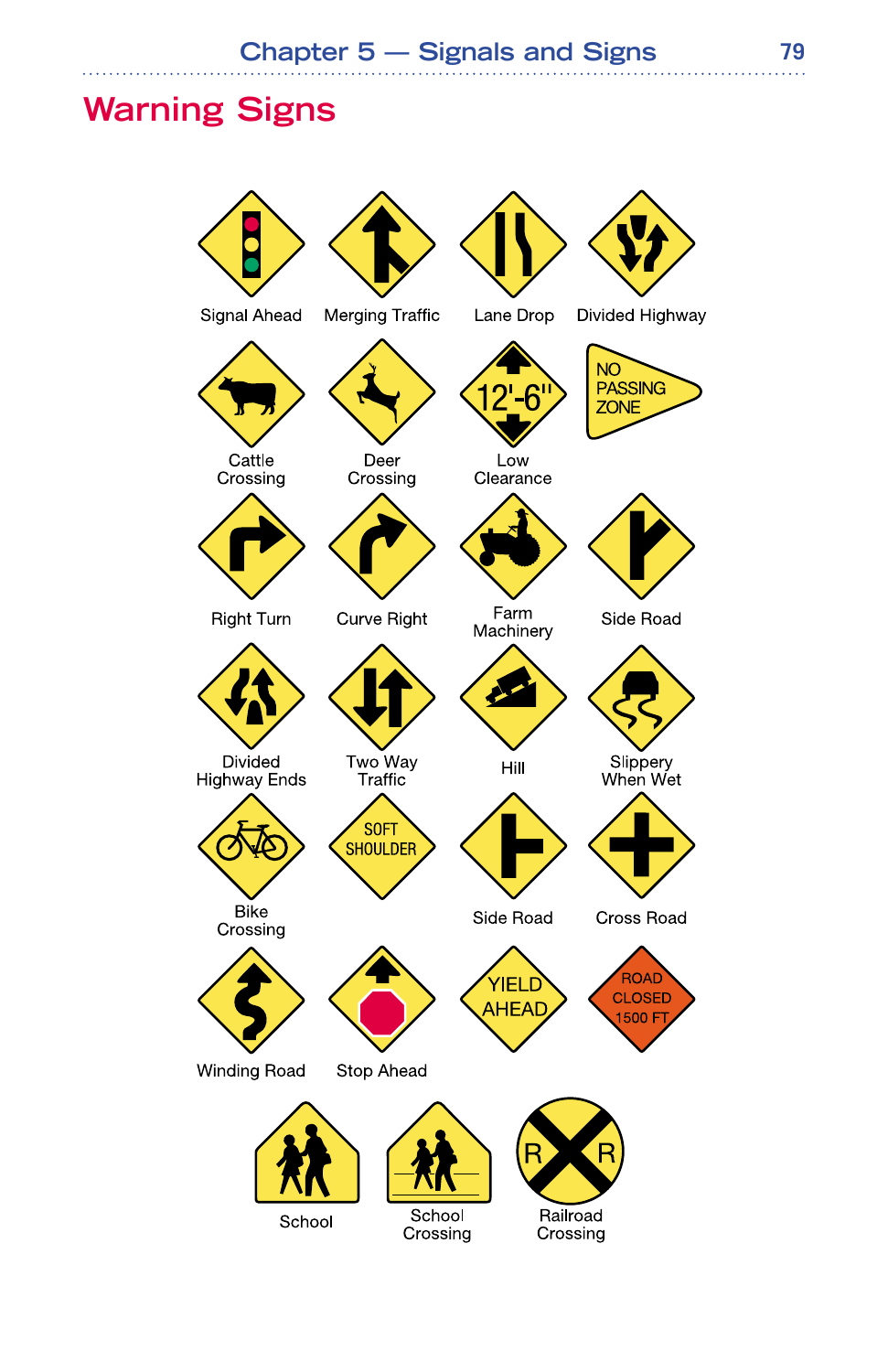## Warning Signs

Signal Ahead

Merging Traffic

Lane Drop

Divided Highway

Cattle Crossing

Deer Crossing

12'-6"

Low Clearance

NO PASSING ZONE

Right Turn

Curve Right

Farm Machinery

Side Road

Divided Highway Ends

Two Way Traffic

Hill

Slippery When Wet

Bike Crossing

SOFT SHOULDER

Side Road

Cross Road

Winding Road

Stop Ahead

YIELD AHEAD

ROAD CLOSED 1500 FT

School

School Crossing

R R

Railroad Crossing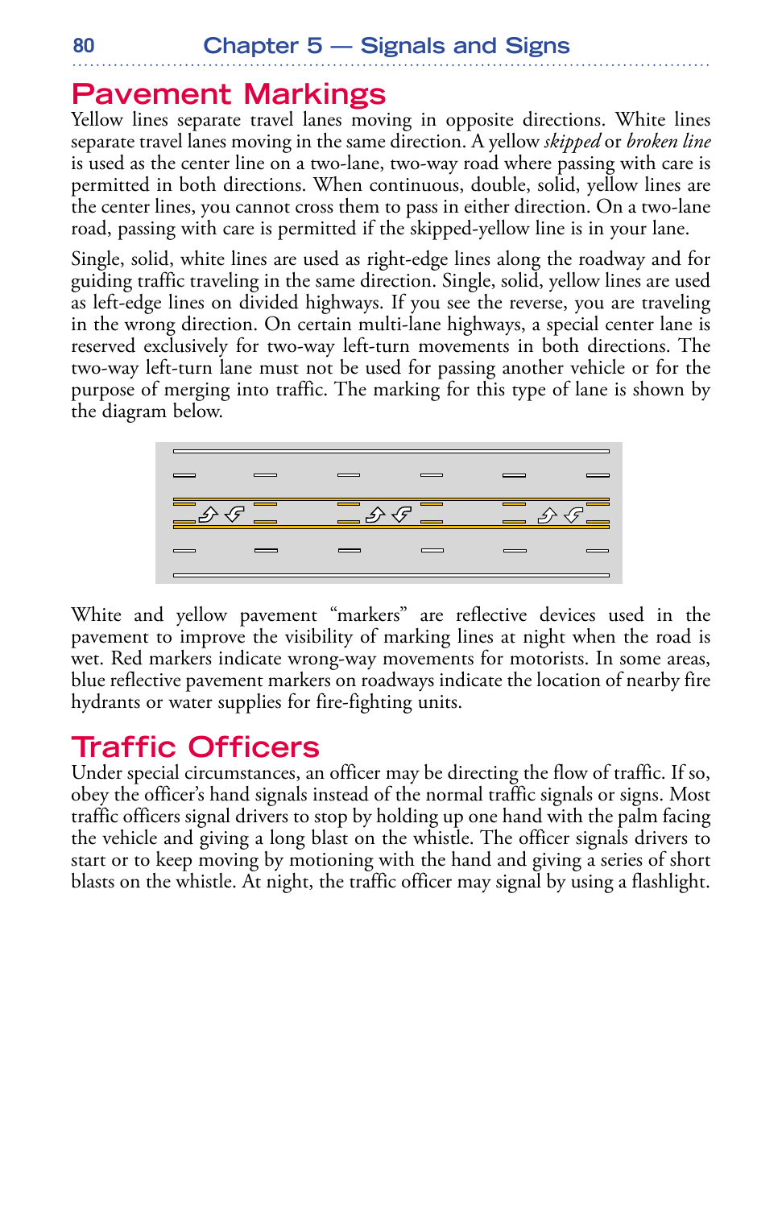# Pavement Markings

Yellow lines separate travel lanes moving in opposite directions. White lines separate travel lanes moving in the same direction. A yellow *skipped* or *broken line* is used as the center line on a two-lane, two-way road where passing with care is permitted in both directions. When continuous, double, solid, yellow lines are the center lines, you cannot cross them to pass in either direction. On a two-lane road, passing with care is permitted if the skipped-yellow line is in your lane.

Single, solid, white lines are used as right-edge lines along the roadway and for guiding traffic traveling in the same direction. Single, solid, yellow lines are used as left-edge lines on divided highways. If you see the reverse, you are traveling in the wrong direction. On certain multi-lane highways, a special center lane is reserved exclusively for two-way left-turn movements in both directions. The two-way left-turn lane must not be used for passing another vehicle or for the purpose of merging into traffic. The marking for this type of lane is shown by the diagram below.

White and yellow pavement "markers" are reflective devices used in the pavement to improve the visibility of marking lines at night when the road is wet. Red markers indicate wrong-way movements for motorists. In some areas, blue reflective pavement markers on roadways indicate the location of nearby fire hydrants or water supplies for fire-fighting units.

# Traffic Officers

Under special circumstances, an officer may be directing the flow of traffic. If so, obey the officer's hand signals instead of the normal traffic signals or signs. Most traffic officers signal drivers to stop by holding up one hand with the palm facing the vehicle and giving a long blast on the whistle. The officer signals drivers to start or to keep moving by motioning with the hand and giving a series of short blasts on the whistle. At night, the traffic officer may signal by using a flashlight.